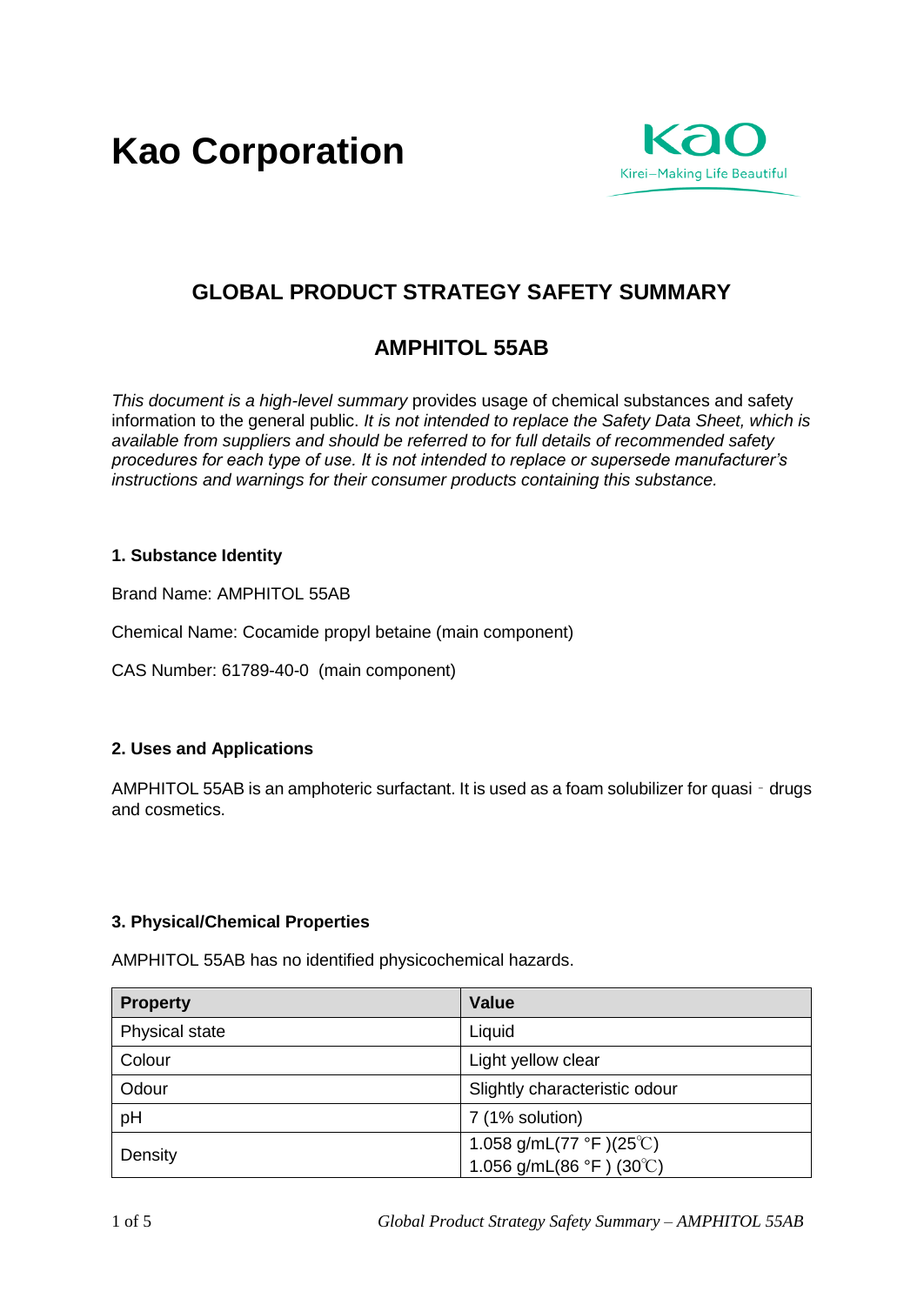# Kao Corporation

Kao
Kirei–Making Life Beautiful

## GLOBAL PRODUCT STRATEGY SAFETY SUMMARY

## AMPHITOL 55AB

*This document is a high-level summary* provides usage of chemical substances and safety information to the general public. *It is not intended to replace the Safety Data Sheet, which is available from suppliers and should be referred to for full details of recommended safety procedures for each type of use. It is not intended to replace or supersede manufacturer's instructions and warnings for their consumer products containing this substance.*

### 1. Substance Identity

Brand Name: AMPHITOL 55AB

Chemical Name: Cocamide propyl betaine (main component)

CAS Number: 61789-40-0 (main component)

### 2. Uses and Applications

AMPHITOL 55AB is an amphoteric surfactant. It is used as a foam solubilizer for quasi‐drugs and cosmetics.

### 3. Physical/Chemical Properties

AMPHITOL 55AB has no identified physicochemical hazards.

| Property | Value |
|---|---|
| Physical state | Liquid |
| Colour | Light yellow clear |
| Odour | Slightly characteristic odour |
| pH | 7 (1% solution) |
| Density | 1.058 g/mL(77 °F )(25℃)<br>1.056 g/mL(86 °F ) (30℃) |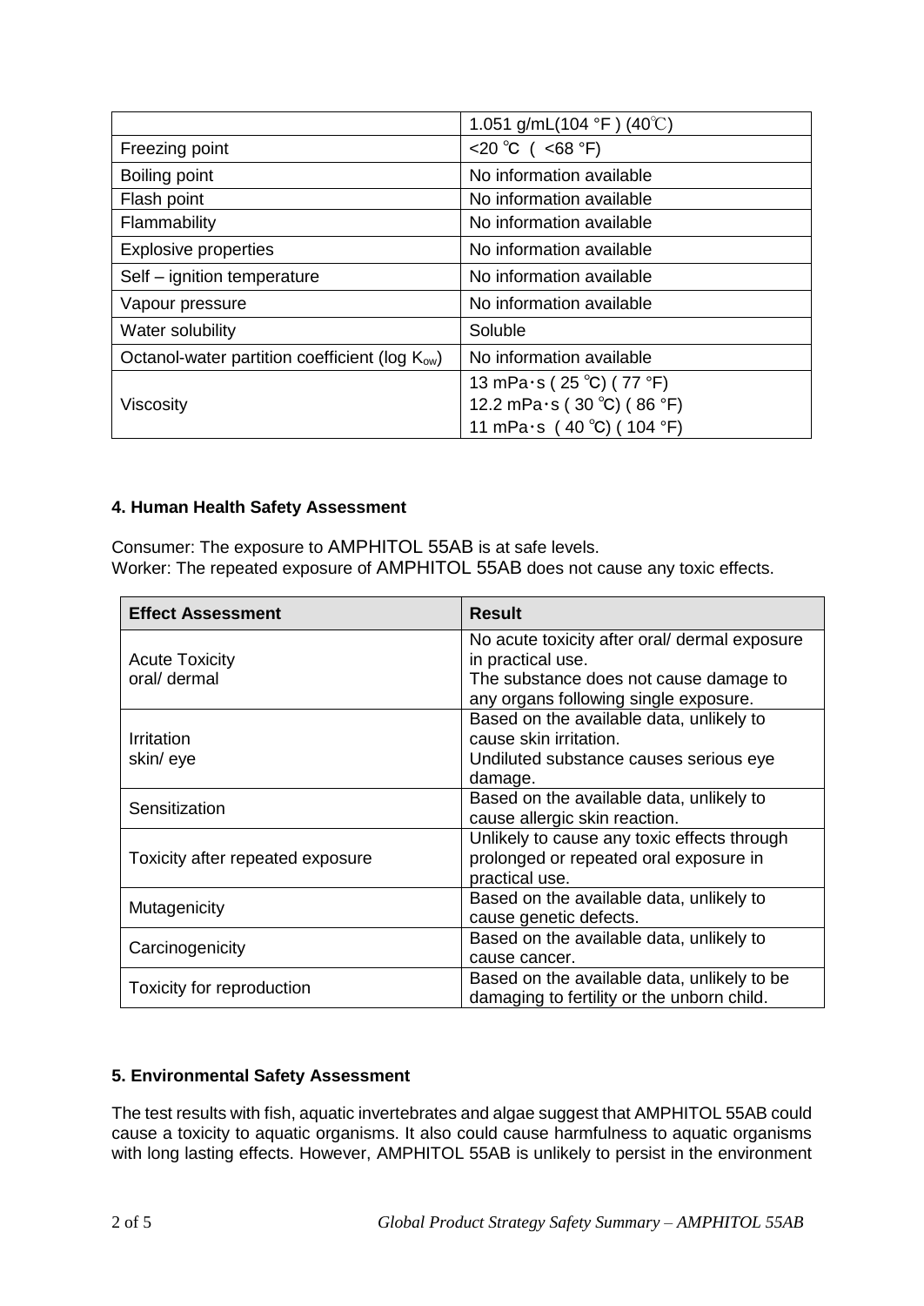| | 1.051 g/mL(104 °F ) (40℃) |
|---|---|
| Freezing point | <20 ℃ ( <68 °F) |
| Boiling point | No information available |
| Flash point | No information available |
| Flammability | No information available |
| Explosive properties | No information available |
| Self – ignition temperature | No information available |
| Vapour pressure | No information available |
| Water solubility | Soluble |
| Octanol-water partition coefficient (log $K_{ow}$) | No information available |
| Viscosity | 13 mPa･s ( 25 ℃) ( 77 °F)<br>12.2 mPa･s ( 30 ℃) ( 86 °F)<br>11 mPa･s ( 40 ℃) ( 104 °F) |

**4. Human Health Safety Assessment**

Consumer: The exposure to AMPHITOL 55AB is at safe levels.
Worker: The repeated exposure of AMPHITOL 55AB does not cause any toxic effects.

| Effect Assessment | Result |
|---|---|
| Acute Toxicity<br>oral/ dermal | No acute toxicity after oral/ dermal exposure in practical use.<br>The substance does not cause damage to any organs following single exposure. |
| Irritation<br>skin/ eye | Based on the available data, unlikely to cause skin irritation.<br>Undiluted substance causes serious eye damage. |
| Sensitization | Based on the available data, unlikely to cause allergic skin reaction. |
| Toxicity after repeated exposure | Unlikely to cause any toxic effects through prolonged or repeated oral exposure in practical use. |
| Mutagenicity | Based on the available data, unlikely to cause genetic defects. |
| Carcinogenicity | Based on the available data, unlikely to cause cancer. |
| Toxicity for reproduction | Based on the available data, unlikely to be damaging to fertility or the unborn child. |

**5. Environmental Safety Assessment**

The test results with fish, aquatic invertebrates and algae suggest that AMPHITOL 55AB could cause a toxicity to aquatic organisms. It also could cause harmfulness to aquatic organisms with long lasting effects. However, AMPHITOL 55AB is unlikely to persist in the environment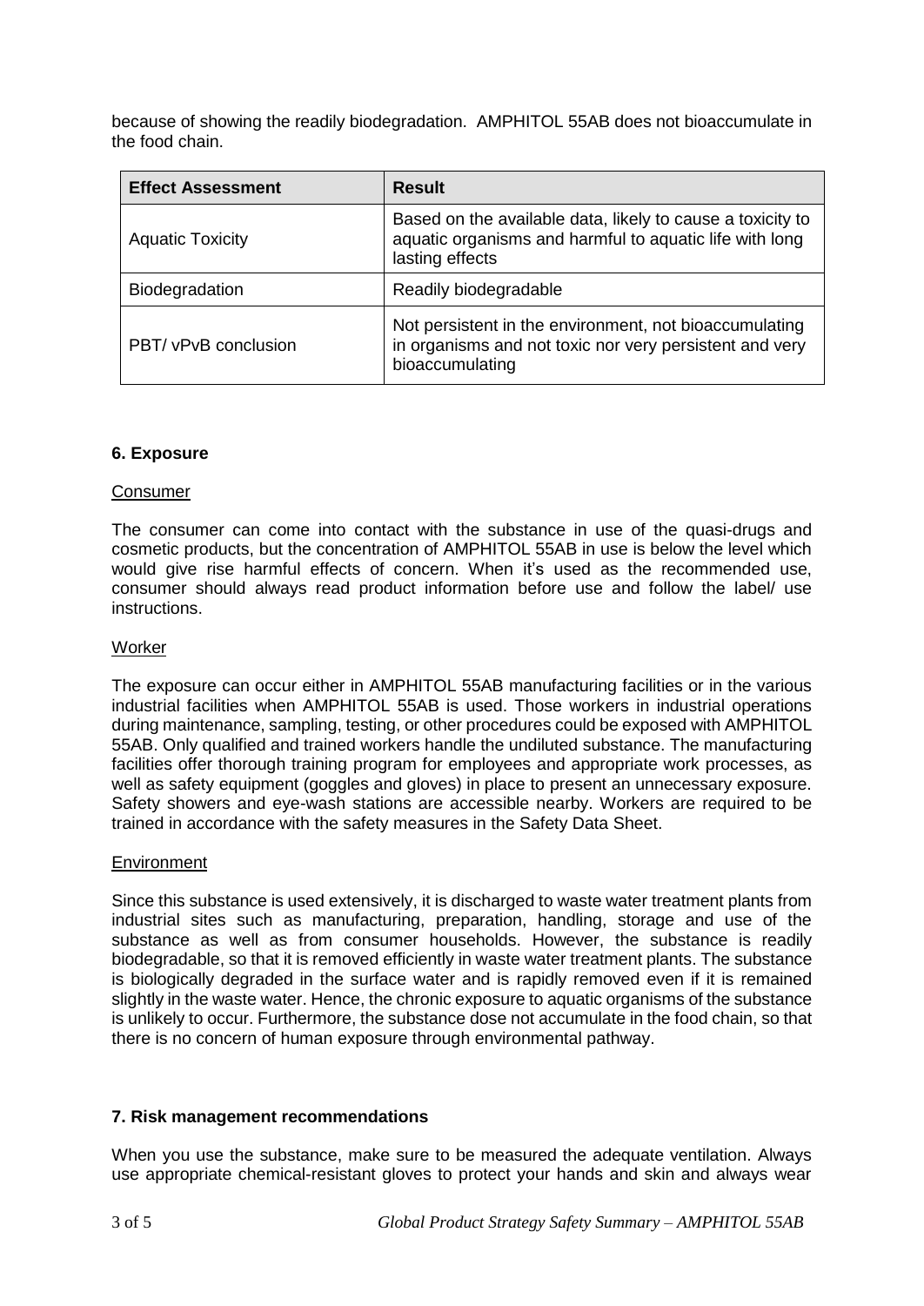because of showing the readily biodegradation. AMPHITOL 55AB does not bioaccumulate in the food chain.

| Effect Assessment | Result |
| --- | --- |
| Aquatic Toxicity | Based on the available data, likely to cause a toxicity to aquatic organisms and harmful to aquatic life with long lasting effects |
| Biodegradation | Readily biodegradable |
| PBT/ vPvB conclusion | Not persistent in the environment, not bioaccumulating in organisms and not toxic nor very persistent and very bioaccumulating |

## 6. Exposure

### Consumer

The consumer can come into contact with the substance in use of the quasi-drugs and cosmetic products, but the concentration of AMPHITOL 55AB in use is below the level which would give rise harmful effects of concern. When it's used as the recommended use, consumer should always read product information before use and follow the label/ use instructions.

### Worker

The exposure can occur either in AMPHITOL 55AB manufacturing facilities or in the various industrial facilities when AMPHITOL 55AB is used. Those workers in industrial operations during maintenance, sampling, testing, or other procedures could be exposed with AMPHITOL 55AB. Only qualified and trained workers handle the undiluted substance. The manufacturing facilities offer thorough training program for employees and appropriate work processes, as well as safety equipment (goggles and gloves) in place to present an unnecessary exposure. Safety showers and eye-wash stations are accessible nearby. Workers are required to be trained in accordance with the safety measures in the Safety Data Sheet.

### Environment

Since this substance is used extensively, it is discharged to waste water treatment plants from industrial sites such as manufacturing, preparation, handling, storage and use of the substance as well as from consumer households. However, the substance is readily biodegradable, so that it is removed efficiently in waste water treatment plants. The substance is biologically degraded in the surface water and is rapidly removed even if it is remained slightly in the waste water. Hence, the chronic exposure to aquatic organisms of the substance is unlikely to occur. Furthermore, the substance dose not accumulate in the food chain, so that there is no concern of human exposure through environmental pathway.

## 7. Risk management recommendations

When you use the substance, make sure to be measured the adequate ventilation. Always use appropriate chemical-resistant gloves to protect your hands and skin and always wear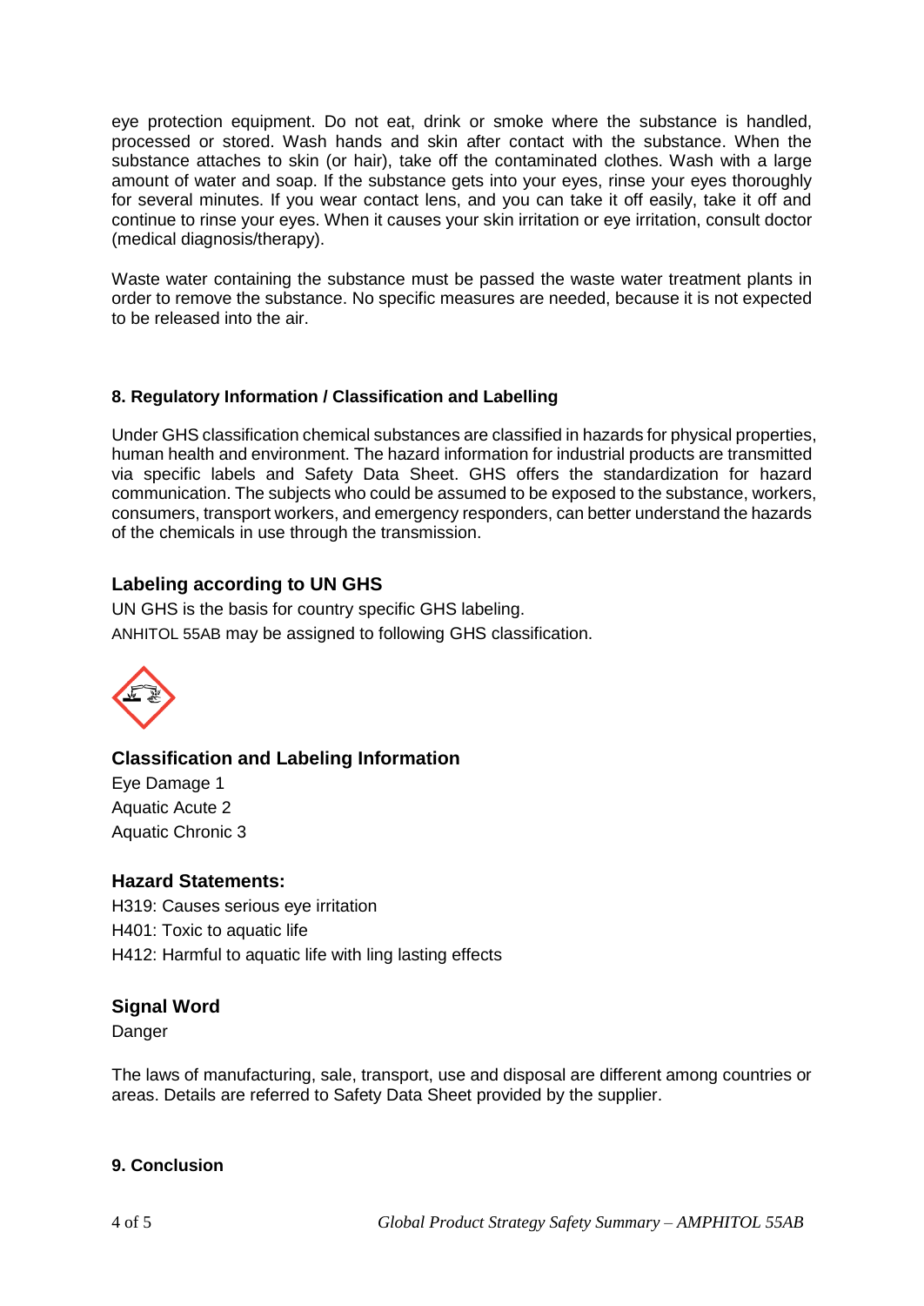eye protection equipment. Do not eat, drink or smoke where the substance is handled, processed or stored. Wash hands and skin after contact with the substance. When the substance attaches to skin (or hair), take off the contaminated clothes. Wash with a large amount of water and soap. If the substance gets into your eyes, rinse your eyes thoroughly for several minutes. If you wear contact lens, and you can take it off easily, take it off and continue to rinse your eyes. When it causes your skin irritation or eye irritation, consult doctor (medical diagnosis/therapy).

Waste water containing the substance must be passed the waste water treatment plants in order to remove the substance. No specific measures are needed, because it is not expected to be released into the air.

### 8. Regulatory Information / Classification and Labelling

Under GHS classification chemical substances are classified in hazards for physical properties, human health and environment. The hazard information for industrial products are transmitted via specific labels and Safety Data Sheet. GHS offers the standardization for hazard communication. The subjects who could be assumed to be exposed to the substance, workers, consumers, transport workers, and emergency responders, can better understand the hazards of the chemicals in use through the transmission.

### Labeling according to UN GHS

UN GHS is the basis for country specific GHS labeling.
ANHITOL 55AB may be assigned to following GHS classification.

### Classification and Labeling Information

Eye Damage 1
Aquatic Acute 2
Aquatic Chronic 3

### Hazard Statements:

H319: Causes serious eye irritation
H401: Toxic to aquatic life
H412: Harmful to aquatic life with ling lasting effects

### Signal Word

Danger

The laws of manufacturing, sale, transport, use and disposal are different among countries or areas. Details are referred to Safety Data Sheet provided by the supplier.

### 9. Conclusion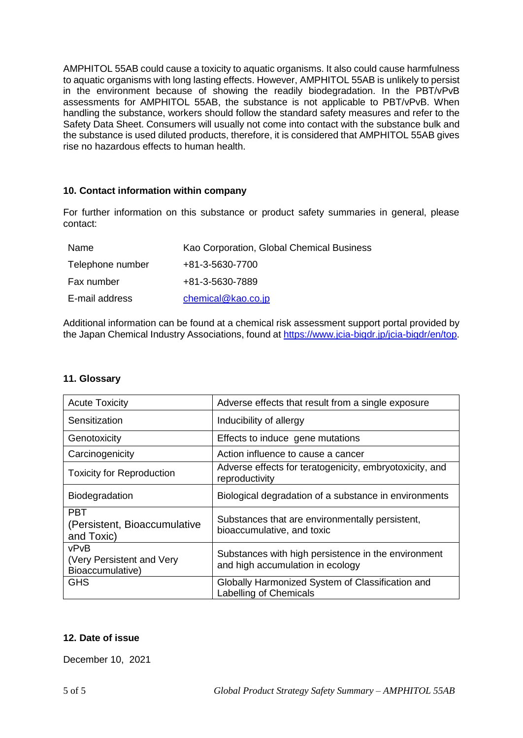AMPHITOL 55AB could cause a toxicity to aquatic organisms. It also could cause harmfulness to aquatic organisms with long lasting effects. However, AMPHITOL 55AB is unlikely to persist in the environment because of showing the readily biodegradation. In the PBT/vPvB assessments for AMPHITOL 55AB, the substance is not applicable to PBT/vPvB. When handling the substance, workers should follow the standard safety measures and refer to the Safety Data Sheet. Consumers will usually not come into contact with the substance bulk and the substance is used diluted products, therefore, it is considered that AMPHITOL 55AB gives rise no hazardous effects to human health.

## 10. Contact information within company

For further information on this substance or product safety summaries in general, please contact:

| | |
|---|---|
| Name | Kao Corporation, Global Chemical Business |
| Telephone number | +81-3-5630-7700 |
| Fax number | +81-3-5630-7889 |
| E-mail address | chemical@kao.co.jp |

Additional information can be found at a chemical risk assessment support portal provided by the Japan Chemical Industry Associations, found at https://www.jcia-bigdr.jp/jcia-bigdr/en/top.

## 11. Glossary

| | |
|---|---|
| Acute Toxicity | Adverse effects that result from a single exposure |
| Sensitization | Inducibility of allergy |
| Genotoxicity | Effects to induce gene mutations |
| Carcinogenicity | Action influence to cause a cancer |
| Toxicity for Reproduction | Adverse effects for teratogenicity, embryotoxicity, and reproductivity |
| Biodegradation | Biological degradation of a substance in environments |
| PBT (Persistent, Bioaccumulative and Toxic) | Substances that are environmentally persistent, bioaccumulative, and toxic |
| vPvB (Very Persistent and Very Bioaccumulative) | Substances with high persistence in the environment and high accumulation in ecology |
| GHS | Globally Harmonized System of Classification and Labelling of Chemicals |

## 12. Date of issue

December 10, 2021